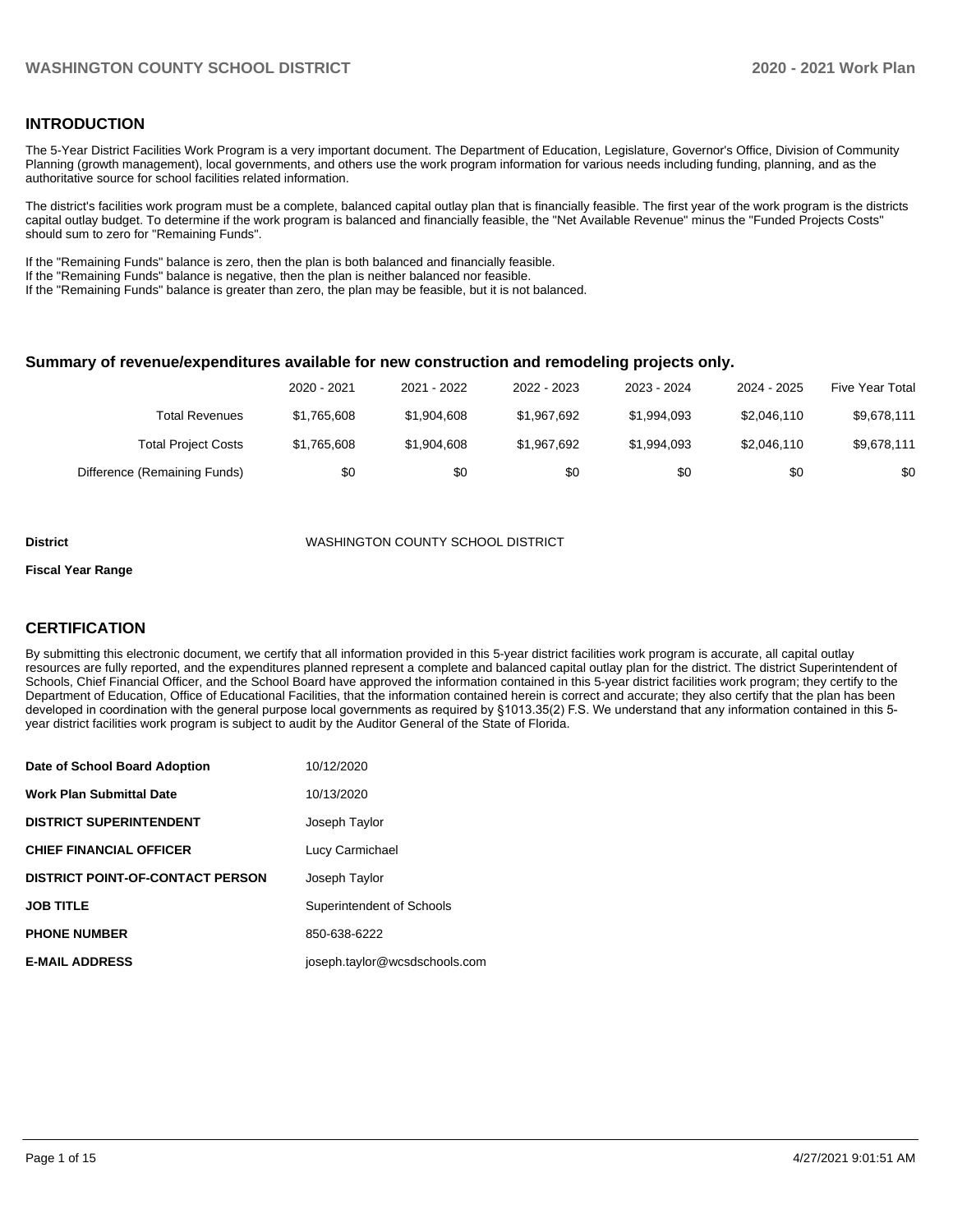## INTRODUCTION

The 5-Year District Facilities Work Program is a very important document. The Department of Education, Legislature, Governor's Office, Division of Community Planning (growth management), local governments, and others use the work program information for various needs including funding, planning, and as the authoritative source for school facilities related information.

The district's facilities work program must be a complete, balanced capital outlay plan that is financially feasible. The first year of the work program is the districts capital outlay budget. To determine if the work program is balanced and financially feasible, the "Net Available Revenue" minus the "Funded Projects Costs" should sum to zero for "Remaining Funds".

If the "Remaining Funds" balance is zero, then the plan is both balanced and financially feasible.
If the "Remaining Funds" balance is negative, then the plan is neither balanced nor feasible.
If the "Remaining Funds" balance is greater than zero, the plan may be feasible, but it is not balanced.

### Summary of revenue/expenditures available for new construction and remodeling projects only.

| | 2020 - 2021 | 2021 - 2022 | 2022 - 2023 | 2023 - 2024 | 2024 - 2025 | Five Year Total |
|---|---|---|---|---|---|---|
| Total Revenues | $1,765,608 | $1,904,608 | $1,967,692 | $1,994,093 | $2,046,110 | $9,678,111 |
| Total Project Costs | $1,765,608 | $1,904,608 | $1,967,692 | $1,994,093 | $2,046,110 | $9,678,111 |
| Difference (Remaining Funds) | $0 | $0 | $0 | $0 | $0 | $0 |

**District** WASHINGTON COUNTY SCHOOL DISTRICT

**Fiscal Year Range**

## CERTIFICATION

By submitting this electronic document, we certify that all information provided in this 5-year district facilities work program is accurate, all capital outlay resources are fully reported, and the expenditures planned represent a complete and balanced capital outlay plan for the district. The district Superintendent of Schools, Chief Financial Officer, and the School Board have approved the information contained in this 5-year district facilities work program; they certify to the Department of Education, Office of Educational Facilities, that the information contained herein is correct and accurate; they also certify that the plan has been developed in coordination with the general purpose local governments as required by §1013.35(2) F.S. We understand that any information contained in this 5-year district facilities work program is subject to audit by the Auditor General of the State of Florida.

| | |
|---|---|
| **Date of School Board Adoption** | 10/12/2020 |
| **Work Plan Submittal Date** | 10/13/2020 |
| **DISTRICT SUPERINTENDENT** | Joseph Taylor |
| **CHIEF FINANCIAL OFFICER** | Lucy Carmichael |
| **DISTRICT POINT-OF-CONTACT PERSON** | Joseph Taylor |
| **JOB TITLE** | Superintendent of Schools |
| **PHONE NUMBER** | 850-638-6222 |
| **E-MAIL ADDRESS** | joseph.taylor@wcsdschools.com |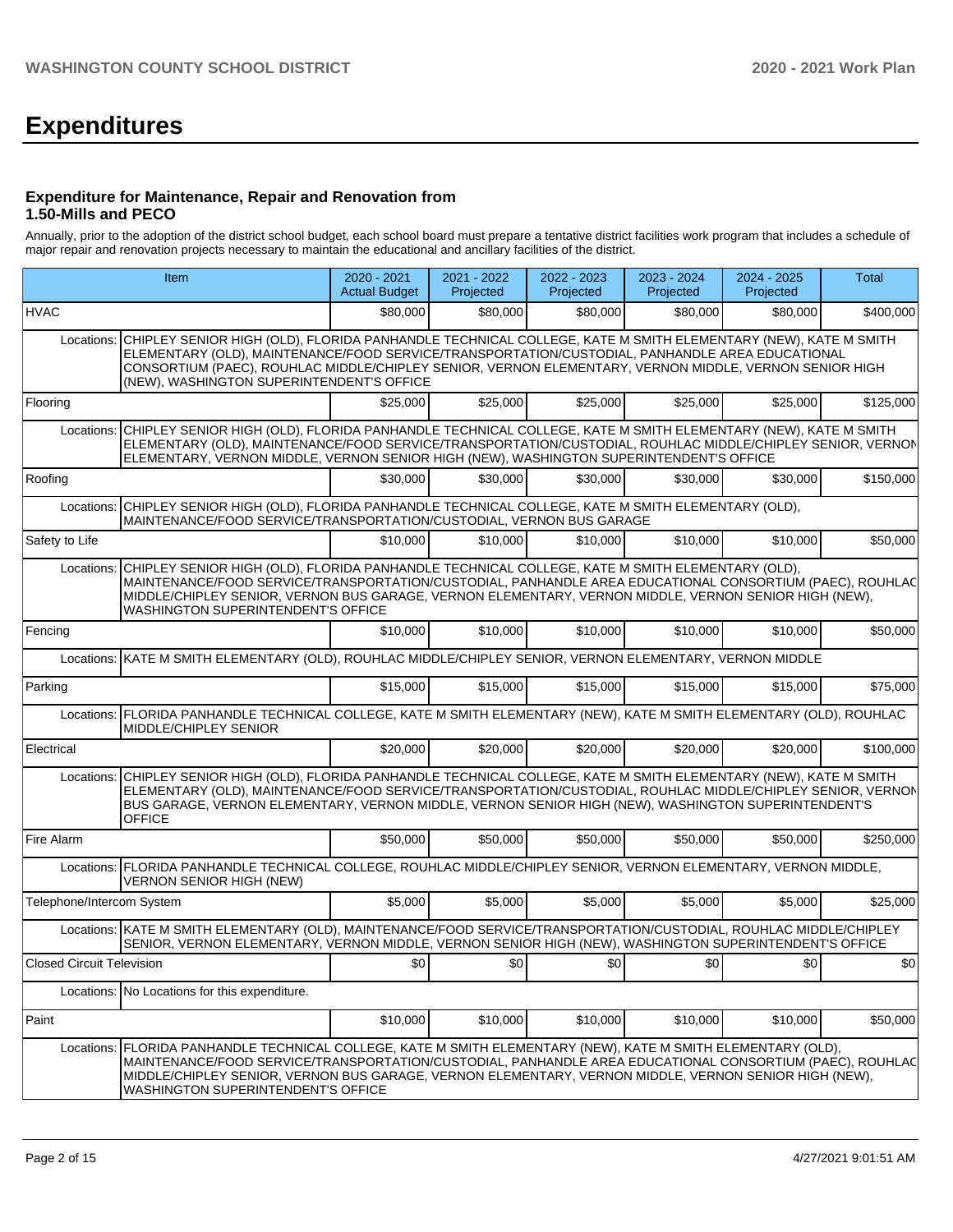# Expenditures

### Expenditure for Maintenance, Repair and Renovation from 1.50-Mills and PECO

Annually, prior to the adoption of the district school budget, each school board must prepare a tentative district facilities work program that includes a schedule of major repair and renovation projects necessary to maintain the educational and ancillary facilities of the district.

| Item | | 2020 - 2021 Actual Budget | 2021 - 2022 Projected | 2022 - 2023 Projected | 2023 - 2024 Projected | 2024 - 2025 Projected | Total |
|---|---|---|---|---|---|---|---|
| HVAC | | $80,000 | $80,000 | $80,000 | $80,000 | $80,000 | $400,000 |
| Locations: | CHIPLEY SENIOR HIGH (OLD), FLORIDA PANHANDLE TECHNICAL COLLEGE, KATE M SMITH ELEMENTARY (NEW), KATE M SMITH ELEMENTARY (OLD), MAINTENANCE/FOOD SERVICE/TRANSPORTATION/CUSTODIAL, PANHANDLE AREA EDUCATIONAL CONSORTIUM (PAEC), ROUHLAC MIDDLE/CHIPLEY SENIOR, VERNON ELEMENTARY, VERNON MIDDLE, VERNON SENIOR HIGH (NEW), WASHINGTON SUPERINTENDENT'S OFFICE | | | | | | |
| Flooring | | $25,000 | $25,000 | $25,000 | $25,000 | $25,000 | $125,000 |
| Locations: | CHIPLEY SENIOR HIGH (OLD), FLORIDA PANHANDLE TECHNICAL COLLEGE, KATE M SMITH ELEMENTARY (NEW), KATE M SMITH ELEMENTARY (OLD), MAINTENANCE/FOOD SERVICE/TRANSPORTATION/CUSTODIAL, ROUHLAC MIDDLE/CHIPLEY SENIOR, VERNON ELEMENTARY, VERNON MIDDLE, VERNON SENIOR HIGH (NEW), WASHINGTON SUPERINTENDENT'S OFFICE | | | | | | |
| Roofing | | $30,000 | $30,000 | $30,000 | $30,000 | $30,000 | $150,000 |
| Locations: | CHIPLEY SENIOR HIGH (OLD), FLORIDA PANHANDLE TECHNICAL COLLEGE, KATE M SMITH ELEMENTARY (OLD), MAINTENANCE/FOOD SERVICE/TRANSPORTATION/CUSTODIAL, VERNON BUS GARAGE | | | | | | |
| Safety to Life | | $10,000 | $10,000 | $10,000 | $10,000 | $10,000 | $50,000 |
| Locations: | CHIPLEY SENIOR HIGH (OLD), FLORIDA PANHANDLE TECHNICAL COLLEGE, KATE M SMITH ELEMENTARY (OLD), MAINTENANCE/FOOD SERVICE/TRANSPORTATION/CUSTODIAL, PANHANDLE AREA EDUCATIONAL CONSORTIUM (PAEC), ROUHLAC MIDDLE/CHIPLEY SENIOR, VERNON BUS GARAGE, VERNON ELEMENTARY, VERNON MIDDLE, VERNON SENIOR HIGH (NEW), WASHINGTON SUPERINTENDENT'S OFFICE | | | | | | |
| Fencing | | $10,000 | $10,000 | $10,000 | $10,000 | $10,000 | $50,000 |
| Locations: | KATE M SMITH ELEMENTARY (OLD), ROUHLAC MIDDLE/CHIPLEY SENIOR, VERNON ELEMENTARY, VERNON MIDDLE | | | | | | |
| Parking | | $15,000 | $15,000 | $15,000 | $15,000 | $15,000 | $75,000 |
| Locations: | FLORIDA PANHANDLE TECHNICAL COLLEGE, KATE M SMITH ELEMENTARY (NEW), KATE M SMITH ELEMENTARY (OLD), ROUHLAC MIDDLE/CHIPLEY SENIOR | | | | | | |
| Electrical | | $20,000 | $20,000 | $20,000 | $20,000 | $20,000 | $100,000 |
| Locations: | CHIPLEY SENIOR HIGH (OLD), FLORIDA PANHANDLE TECHNICAL COLLEGE, KATE M SMITH ELEMENTARY (NEW), KATE M SMITH ELEMENTARY (OLD), MAINTENANCE/FOOD SERVICE/TRANSPORTATION/CUSTODIAL, ROUHLAC MIDDLE/CHIPLEY SENIOR, VERNON BUS GARAGE, VERNON ELEMENTARY, VERNON MIDDLE, VERNON SENIOR HIGH (NEW), WASHINGTON SUPERINTENDENT'S OFFICE | | | | | | |
| Fire Alarm | | $50,000 | $50,000 | $50,000 | $50,000 | $50,000 | $250,000 |
| Locations: | FLORIDA PANHANDLE TECHNICAL COLLEGE, ROUHLAC MIDDLE/CHIPLEY SENIOR, VERNON ELEMENTARY, VERNON MIDDLE, VERNON SENIOR HIGH (NEW) | | | | | | |
| Telephone/Intercom System | | $5,000 | $5,000 | $5,000 | $5,000 | $5,000 | $25,000 |
| Locations: | KATE M SMITH ELEMENTARY (OLD), MAINTENANCE/FOOD SERVICE/TRANSPORTATION/CUSTODIAL, ROUHLAC MIDDLE/CHIPLEY SENIOR, VERNON ELEMENTARY, VERNON MIDDLE, VERNON SENIOR HIGH (NEW), WASHINGTON SUPERINTENDENT'S OFFICE | | | | | | |
| Closed Circuit Television | | $0 | $0 | $0 | $0 | $0 | $0 |
| Locations: | No Locations for this expenditure. | | | | | | |
| Paint | | $10,000 | $10,000 | $10,000 | $10,000 | $10,000 | $50,000 |
| Locations: | FLORIDA PANHANDLE TECHNICAL COLLEGE, KATE M SMITH ELEMENTARY (NEW), KATE M SMITH ELEMENTARY (OLD), MAINTENANCE/FOOD SERVICE/TRANSPORTATION/CUSTODIAL, PANHANDLE AREA EDUCATIONAL CONSORTIUM (PAEC), ROUHLAC MIDDLE/CHIPLEY SENIOR, VERNON BUS GARAGE, VERNON ELEMENTARY, VERNON MIDDLE, VERNON SENIOR HIGH (NEW), WASHINGTON SUPERINTENDENT'S OFFICE | | | | | | |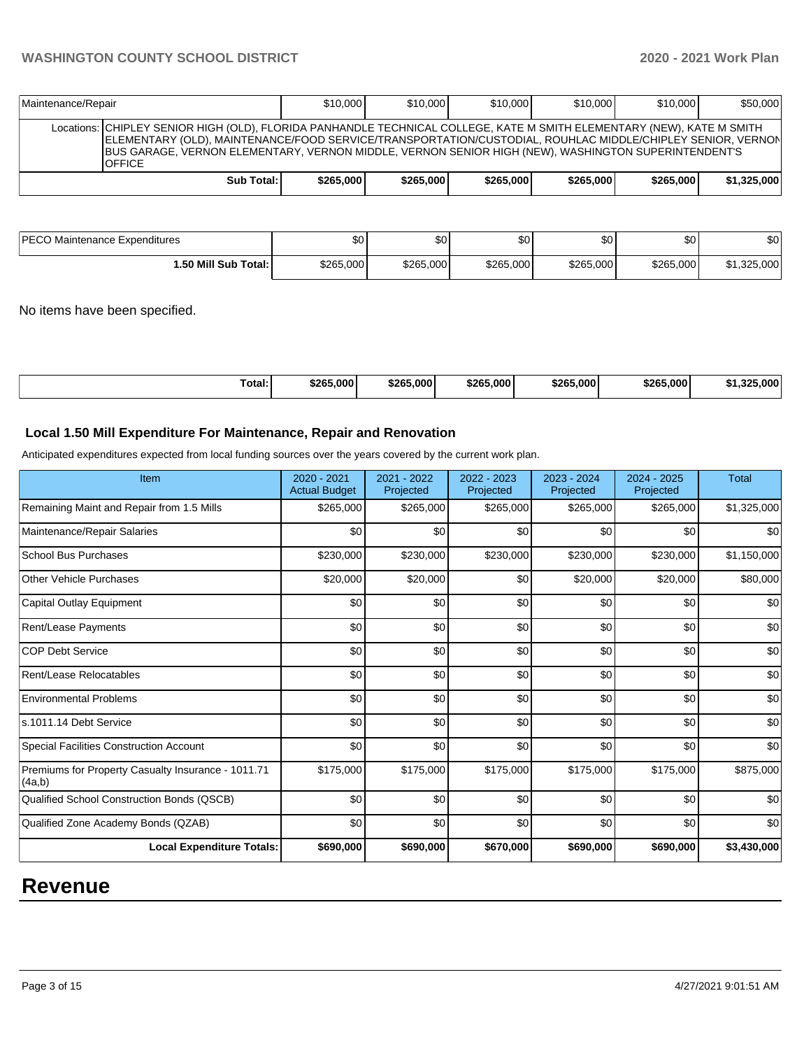| Maintenance/Repair | $10,000 | $10,000 | $10,000 | $10,000 | $10,000 | $50,000 |
|---|---|---|---|---|---|---|
| Locations: CHIPLEY SENIOR HIGH (OLD), FLORIDA PANHANDLE TECHNICAL COLLEGE, KATE M SMITH ELEMENTARY (NEW), KATE M SMITH ELEMENTARY (OLD), MAINTENANCE/FOOD SERVICE/TRANSPORTATION/CUSTODIAL, ROUHLAC MIDDLE/CHIPLEY SENIOR, VERNON BUS GARAGE, VERNON ELEMENTARY, VERNON MIDDLE, VERNON SENIOR HIGH (NEW), WASHINGTON SUPERINTENDENT'S OFFICE | | | | | | |
| **Sub Total:** | **$265,000** | **$265,000** | **$265,000** | **$265,000** | **$265,000** | **$1,325,000** |

| PECO Maintenance Expenditures | $0 | $0 | $0 | $0 | $0 | $0 |
|---|---|---|---|---|---|---|
| **1.50 Mill Sub Total:** | $265,000 | $265,000 | $265,000 | $265,000 | $265,000 | $1,325,000 |

No items have been specified.

| **Total:** | **$265,000** | **$265,000** | **$265,000** | **$265,000** | **$265,000** | **$1,325,000** |
|---|---|---|---|---|---|---|

### Local 1.50 Mill Expenditure For Maintenance, Repair and Renovation

Anticipated expenditures expected from local funding sources over the years covered by the current work plan.

| Item | 2020 - 2021 Actual Budget | 2021 - 2022 Projected | 2022 - 2023 Projected | 2023 - 2024 Projected | 2024 - 2025 Projected | Total |
|---|---|---|---|---|---|---|
| Remaining Maint and Repair from 1.5 Mills | $265,000 | $265,000 | $265,000 | $265,000 | $265,000 | $1,325,000 |
| Maintenance/Repair Salaries | $0 | $0 | $0 | $0 | $0 | $0 |
| School Bus Purchases | $230,000 | $230,000 | $230,000 | $230,000 | $230,000 | $1,150,000 |
| Other Vehicle Purchases | $20,000 | $20,000 | $0 | $20,000 | $20,000 | $80,000 |
| Capital Outlay Equipment | $0 | $0 | $0 | $0 | $0 | $0 |
| Rent/Lease Payments | $0 | $0 | $0 | $0 | $0 | $0 |
| COP Debt Service | $0 | $0 | $0 | $0 | $0 | $0 |
| Rent/Lease Relocatables | $0 | $0 | $0 | $0 | $0 | $0 |
| Environmental Problems | $0 | $0 | $0 | $0 | $0 | $0 |
| s.1011.14 Debt Service | $0 | $0 | $0 | $0 | $0 | $0 |
| Special Facilities Construction Account | $0 | $0 | $0 | $0 | $0 | $0 |
| Premiums for Property Casualty Insurance - 1011.71 (4a,b) | $175,000 | $175,000 | $175,000 | $175,000 | $175,000 | $875,000 |
| Qualified School Construction Bonds (QSCB) | $0 | $0 | $0 | $0 | $0 | $0 |
| Qualified Zone Academy Bonds (QZAB) | $0 | $0 | $0 | $0 | $0 | $0 |
| **Local Expenditure Totals:** | **$690,000** | **$690,000** | **$670,000** | **$690,000** | **$690,000** | **$3,430,000** |

# Revenue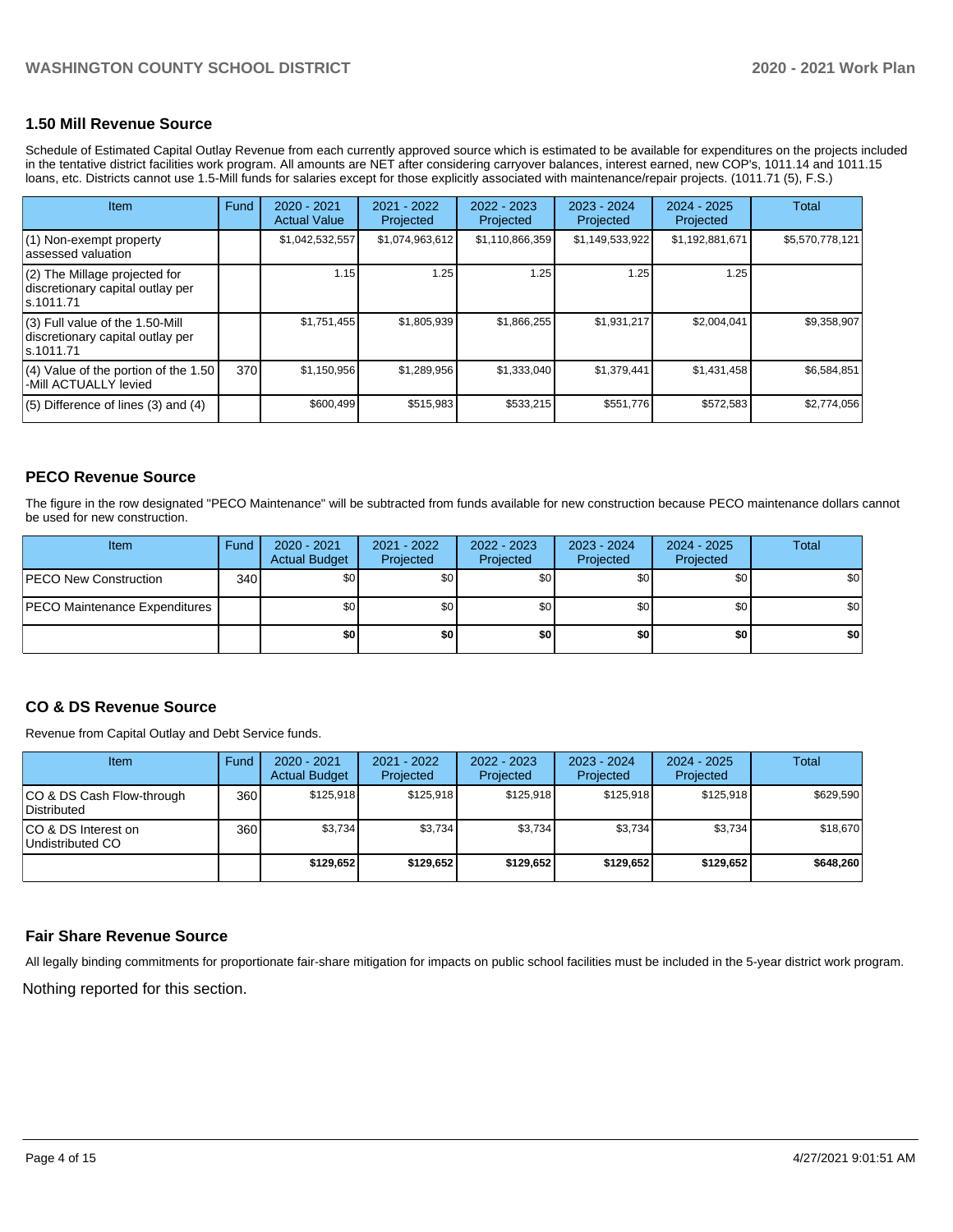## 1.50 Mill Revenue Source

Schedule of Estimated Capital Outlay Revenue from each currently approved source which is estimated to be available for expenditures on the projects included in the tentative district facilities work program. All amounts are NET after considering carryover balances, interest earned, new COP's, 1011.14 and 1011.15 loans, etc. Districts cannot use 1.5-Mill funds for salaries except for those explicitly associated with maintenance/repair projects. (1011.71 (5), F.S.)

| Item | Fund | 2020 - 2021 Actual Value | 2021 - 2022 Projected | 2022 - 2023 Projected | 2023 - 2024 Projected | 2024 - 2025 Projected | Total |
|---|---|---|---|---|---|---|---|
| (1) Non-exempt property assessed valuation | | $1,042,532,557 | $1,074,963,612 | $1,110,866,359 | $1,149,533,922 | $1,192,881,671 | $5,570,778,121 |
| (2) The Millage projected for discretionary capital outlay per s.1011.71 | | 1.15 | 1.25 | 1.25 | 1.25 | 1.25 | |
| (3) Full value of the 1.50-Mill discretionary capital outlay per s.1011.71 | | $1,751,455 | $1,805,939 | $1,866,255 | $1,931,217 | $2,004,041 | $9,358,907 |
| (4) Value of the portion of the 1.50 -Mill ACTUALLY levied | 370 | $1,150,956 | $1,289,956 | $1,333,040 | $1,379,441 | $1,431,458 | $6,584,851 |
| (5) Difference of lines (3) and (4) | | $600,499 | $515,983 | $533,215 | $551,776 | $572,583 | $2,774,056 |

## PECO Revenue Source

The figure in the row designated "PECO Maintenance" will be subtracted from funds available for new construction because PECO maintenance dollars cannot be used for new construction.

| Item | Fund | 2020 - 2021 Actual Budget | 2021 - 2022 Projected | 2022 - 2023 Projected | 2023 - 2024 Projected | 2024 - 2025 Projected | Total |
|---|---|---|---|---|---|---|---|
| PECO New Construction | 340 | $0 | $0 | $0 | $0 | $0 | $0 |
| PECO Maintenance Expenditures | | $0 | $0 | $0 | $0 | $0 | $0 |
| | | **$0** | **$0** | **$0** | **$0** | **$0** | **$0** |

## CO & DS Revenue Source

Revenue from Capital Outlay and Debt Service funds.

| Item | Fund | 2020 - 2021 Actual Budget | 2021 - 2022 Projected | 2022 - 2023 Projected | 2023 - 2024 Projected | 2024 - 2025 Projected | Total |
|---|---|---|---|---|---|---|---|
| CO & DS Cash Flow-through Distributed | 360 | $125,918 | $125,918 | $125,918 | $125,918 | $125,918 | $629,590 |
| CO & DS Interest on Undistributed CO | 360 | $3,734 | $3,734 | $3,734 | $3,734 | $3,734 | $18,670 |
| | | **$129,652** | **$129,652** | **$129,652** | **$129,652** | **$129,652** | **$648,260** |

## Fair Share Revenue Source

All legally binding commitments for proportionate fair-share mitigation for impacts on public school facilities must be included in the 5-year district work program.

Nothing reported for this section.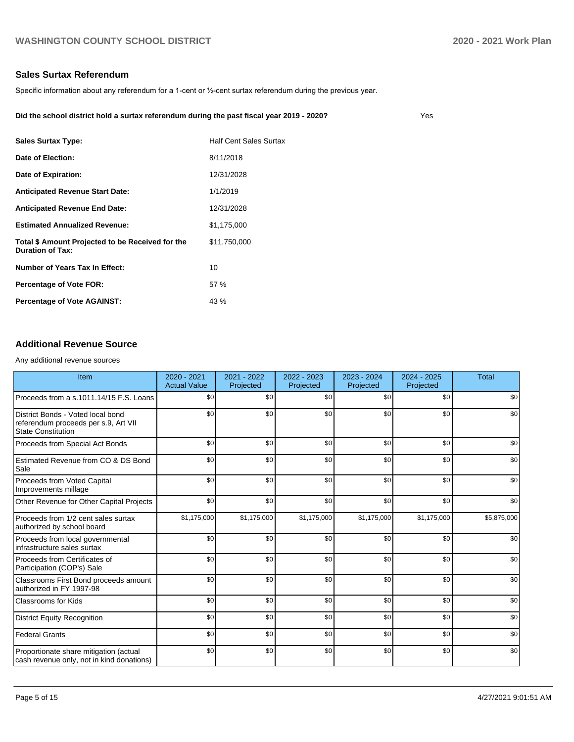## Sales Surtax Referendum

Specific information about any referendum for a 1-cent or ½-cent surtax referendum during the previous year.

**Did the school district hold a surtax referendum during the past fiscal year 2019 - 2020?** Yes

| | |
|---|---|
| **Sales Surtax Type:** | Half Cent Sales Surtax |
| **Date of Election:** | 8/11/2018 |
| **Date of Expiration:** | 12/31/2028 |
| **Anticipated Revenue Start Date:** | 1/1/2019 |
| **Anticipated Revenue End Date:** | 12/31/2028 |
| **Estimated Annualized Revenue:** | $1,175,000 |
| **Total $ Amount Projected to be Received for the Duration of Tax:** | $11,750,000 |
| **Number of Years Tax In Effect:** | 10 |
| **Percentage of Vote FOR:** | 57 % |
| **Percentage of Vote AGAINST:** | 43 % |

## Additional Revenue Source

Any additional revenue sources

| Item | 2020 - 2021 Actual Value | 2021 - 2022 Projected | 2022 - 2023 Projected | 2023 - 2024 Projected | 2024 - 2025 Projected | Total |
|---|---|---|---|---|---|---|
| Proceeds from a s.1011.14/15 F.S. Loans | $0 | $0 | $0 | $0 | $0 | $0 |
| District Bonds - Voted local bond referendum proceeds per s.9, Art VII State Constitution | $0 | $0 | $0 | $0 | $0 | $0 |
| Proceeds from Special Act Bonds | $0 | $0 | $0 | $0 | $0 | $0 |
| Estimated Revenue from CO & DS Bond Sale | $0 | $0 | $0 | $0 | $0 | $0 |
| Proceeds from Voted Capital Improvements millage | $0 | $0 | $0 | $0 | $0 | $0 |
| Other Revenue for Other Capital Projects | $0 | $0 | $0 | $0 | $0 | $0 |
| Proceeds from 1/2 cent sales surtax authorized by school board | $1,175,000 | $1,175,000 | $1,175,000 | $1,175,000 | $1,175,000 | $5,875,000 |
| Proceeds from local governmental infrastructure sales surtax | $0 | $0 | $0 | $0 | $0 | $0 |
| Proceeds from Certificates of Participation (COP's) Sale | $0 | $0 | $0 | $0 | $0 | $0 |
| Classrooms First Bond proceeds amount authorized in FY 1997-98 | $0 | $0 | $0 | $0 | $0 | $0 |
| Classrooms for Kids | $0 | $0 | $0 | $0 | $0 | $0 |
| District Equity Recognition | $0 | $0 | $0 | $0 | $0 | $0 |
| Federal Grants | $0 | $0 | $0 | $0 | $0 | $0 |
| Proportionate share mitigation (actual cash revenue only, not in kind donations) | $0 | $0 | $0 | $0 | $0 | $0 |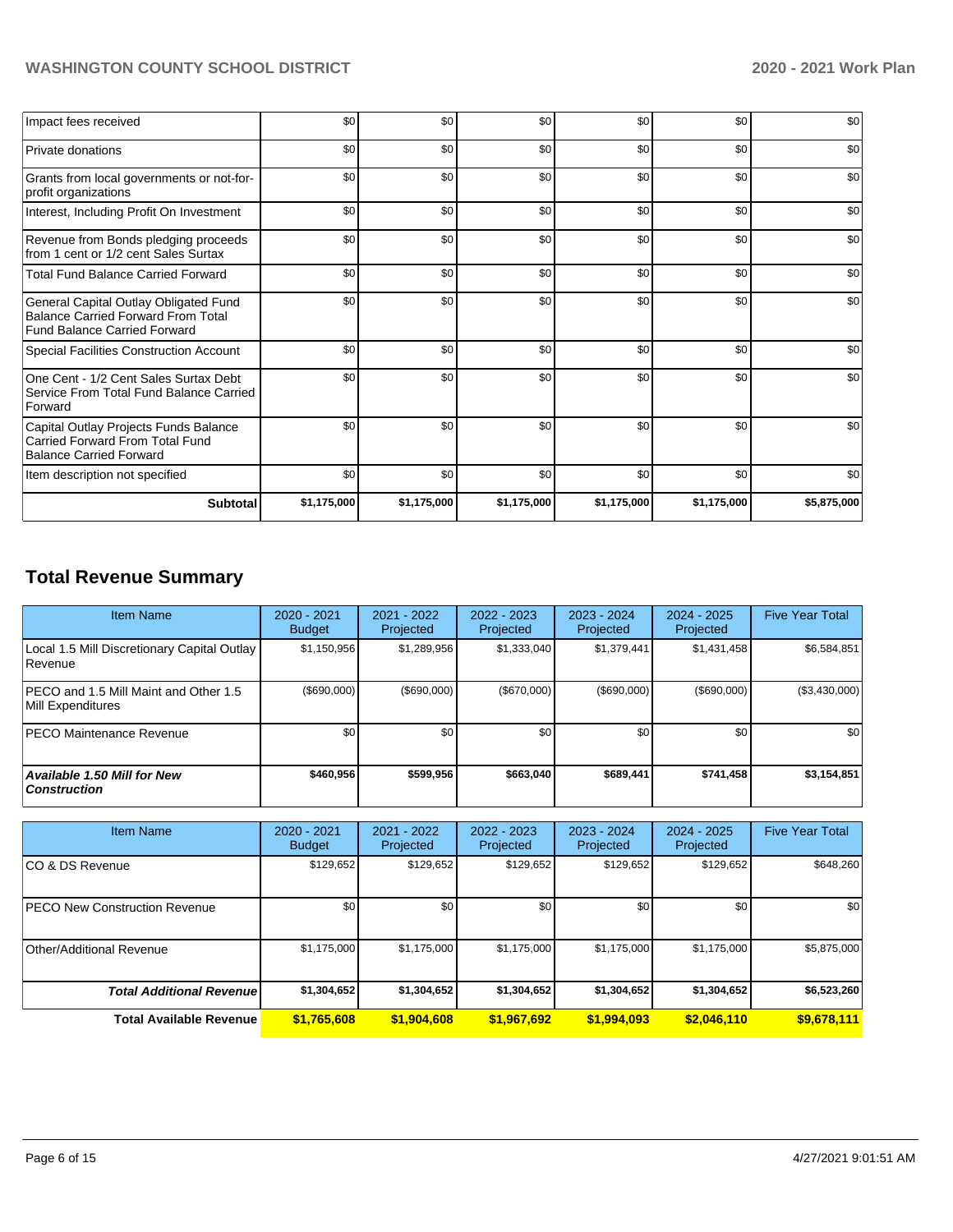| | | | | | | |
|---|---|---|---|---|---|---|
| Impact fees received | $0 | $0 | $0 | $0 | $0 | $0 |
| Private donations | $0 | $0 | $0 | $0 | $0 | $0 |
| Grants from local governments or not-for-profit organizations | $0 | $0 | $0 | $0 | $0 | $0 |
| Interest, Including Profit On Investment | $0 | $0 | $0 | $0 | $0 | $0 |
| Revenue from Bonds pledging proceeds from 1 cent or 1/2 cent Sales Surtax | $0 | $0 | $0 | $0 | $0 | $0 |
| Total Fund Balance Carried Forward | $0 | $0 | $0 | $0 | $0 | $0 |
| General Capital Outlay Obligated Fund Balance Carried Forward From Total Fund Balance Carried Forward | $0 | $0 | $0 | $0 | $0 | $0 |
| Special Facilities Construction Account | $0 | $0 | $0 | $0 | $0 | $0 |
| One Cent - 1/2 Cent Sales Surtax Debt Service From Total Fund Balance Carried Forward | $0 | $0 | $0 | $0 | $0 | $0 |
| Capital Outlay Projects Funds Balance Carried Forward From Total Fund Balance Carried Forward | $0 | $0 | $0 | $0 | $0 | $0 |
| Item description not specified | $0 | $0 | $0 | $0 | $0 | $0 |
| **Subtotal** | **$1,175,000** | **$1,175,000** | **$1,175,000** | **$1,175,000** | **$1,175,000** | **$5,875,000** |

## Total Revenue Summary

| Item Name | 2020 - 2021 Budget | 2021 - 2022 Projected | 2022 - 2023 Projected | 2023 - 2024 Projected | 2024 - 2025 Projected | Five Year Total |
|---|---|---|---|---|---|---|
| Local 1.5 Mill Discretionary Capital Outlay Revenue | $1,150,956 | $1,289,956 | $1,333,040 | $1,379,441 | $1,431,458 | $6,584,851 |
| PECO and 1.5 Mill Maint and Other 1.5 Mill Expenditures | ($690,000) | ($690,000) | ($670,000) | ($690,000) | ($690,000) | ($3,430,000) |
| PECO Maintenance Revenue | $0 | $0 | $0 | $0 | $0 | $0 |
| ***Available 1.50 Mill for New Construction*** | **$460,956** | **$599,956** | **$663,040** | **$689,441** | **$741,458** | **$3,154,851** |

| Item Name | 2020 - 2021 Budget | 2021 - 2022 Projected | 2022 - 2023 Projected | 2023 - 2024 Projected | 2024 - 2025 Projected | Five Year Total |
|---|---|---|---|---|---|---|
| CO & DS Revenue | $129,652 | $129,652 | $129,652 | $129,652 | $129,652 | $648,260 |
| PECO New Construction Revenue | $0 | $0 | $0 | $0 | $0 | $0 |
| Other/Additional Revenue | $1,175,000 | $1,175,000 | $1,175,000 | $1,175,000 | $1,175,000 | $5,875,000 |
| ***Total Additional Revenue*** | **$1,304,652** | **$1,304,652** | **$1,304,652** | **$1,304,652** | **$1,304,652** | **$6,523,260** |
| **Total Available Revenue** | **$1,765,608** | **$1,904,608** | **$1,967,692** | **$1,994,093** | **$2,046,110** | **$9,678,111** |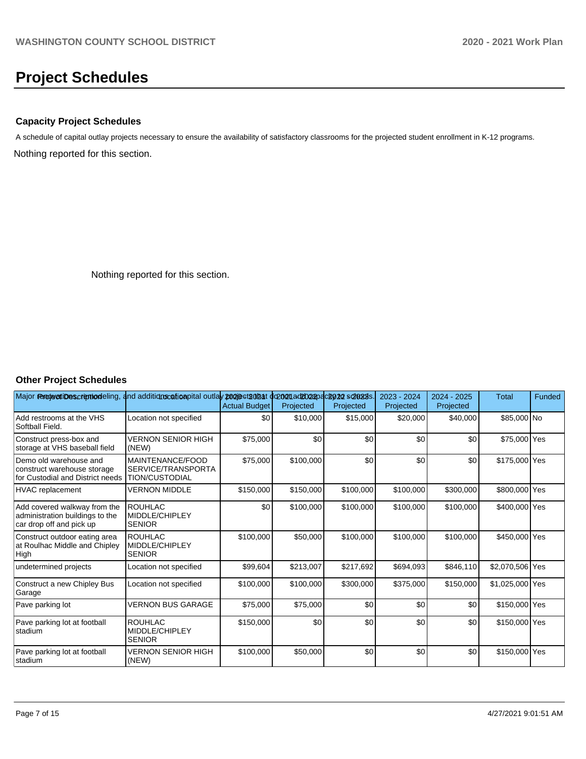# Project Schedules

### Capacity Project Schedules

A schedule of capital outlay projects necessary to ensure the availability of satisfactory classrooms for the projected student enrollment in K-12 programs.

Nothing reported for this section.

Nothing reported for this section.

### Other Project Schedules

Major renovations, remodeling, and additions of capital outlay projects that do not add capacity to schools.

| Project Description | Location | 2020 - 2021 Actual Budget | 2021 - 2022 Projected | 2022 - 2023 Projected | 2023 - 2024 Projected | 2024 - 2025 Projected | Total | Funded |
|---|---|---|---|---|---|---|---|---|
| Add restrooms at the VHS Softball Field. | Location not specified | $0 | $10,000 | $15,000 | $20,000 | $40,000 | $85,000 | No |
| Construct press-box and storage at VHS baseball field | VERNON SENIOR HIGH (NEW) | $75,000 | $0 | $0 | $0 | $0 | $75,000 | Yes |
| Demo old warehouse and construct warehouse storage for Custodial and District needs | MAINTENANCE/FOOD SERVICE/TRANSPORTATION/CUSTODIAL | $75,000 | $100,000 | $0 | $0 | $0 | $175,000 | Yes |
| HVAC replacement | VERNON MIDDLE | $150,000 | $150,000 | $100,000 | $100,000 | $300,000 | $800,000 | Yes |
| Add covered walkway from the administration buildings to the car drop off and pick up | ROUHLAC MIDDLE/CHIPLEY SENIOR | $0 | $100,000 | $100,000 | $100,000 | $100,000 | $400,000 | Yes |
| Construct outdoor eating area at Roulhac Middle and Chipley High | ROUHLAC MIDDLE/CHIPLEY SENIOR | $100,000 | $50,000 | $100,000 | $100,000 | $100,000 | $450,000 | Yes |
| undetermined projects | Location not specified | $99,604 | $213,007 | $217,692 | $694,093 | $846,110 | $2,070,506 | Yes |
| Construct a new Chipley Bus Garage | Location not specified | $100,000 | $100,000 | $300,000 | $375,000 | $150,000 | $1,025,000 | Yes |
| Pave parking lot | VERNON BUS GARAGE | $75,000 | $75,000 | $0 | $0 | $0 | $150,000 | Yes |
| Pave parking lot at football stadium | ROUHLAC MIDDLE/CHIPLEY SENIOR | $150,000 | $0 | $0 | $0 | $0 | $150,000 | Yes |
| Pave parking lot at football stadium | VERNON SENIOR HIGH (NEW) | $100,000 | $50,000 | $0 | $0 | $0 | $150,000 | Yes |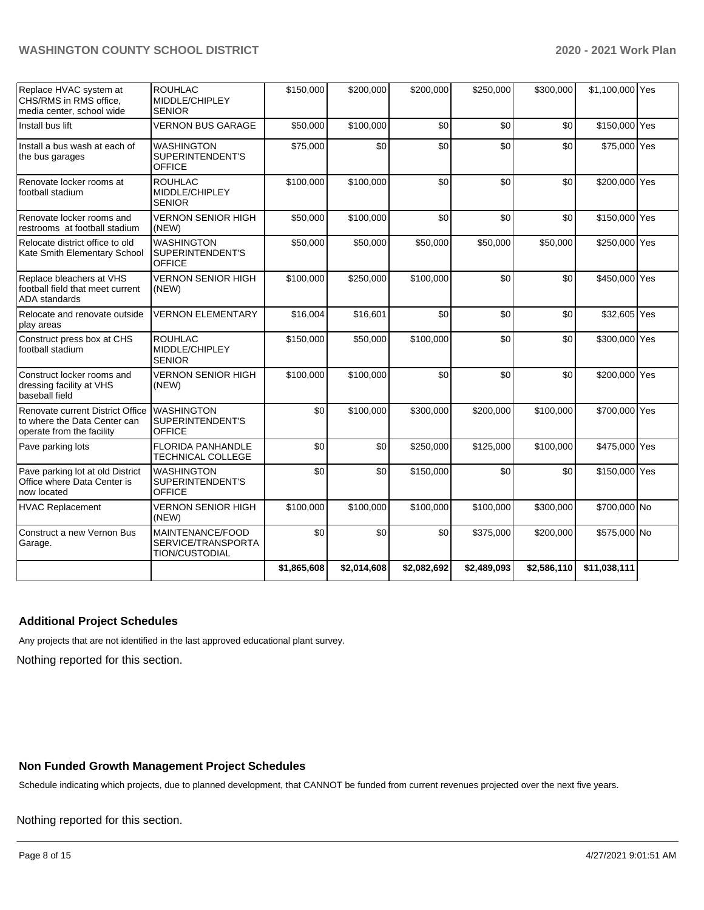| Replace HVAC system at CHS/RMS in RMS office, media center, school wide | ROUHLAC MIDDLE/CHIPLEY SENIOR | $150,000 | $200,000 | $200,000 | $250,000 | $300,000 | $1,100,000 | Yes |
|---|---|---|---|---|---|---|---|---|
| Install bus lift | VERNON BUS GARAGE | $50,000 | $100,000 | $0 | $0 | $0 | $150,000 | Yes |
| Install a bus wash at each of the bus garages | WASHINGTON SUPERINTENDENT'S OFFICE | $75,000 | $0 | $0 | $0 | $0 | $75,000 | Yes |
| Renovate locker rooms at football stadium | ROUHLAC MIDDLE/CHIPLEY SENIOR | $100,000 | $100,000 | $0 | $0 | $0 | $200,000 | Yes |
| Renovate locker rooms and restrooms at football stadium | VERNON SENIOR HIGH (NEW) | $50,000 | $100,000 | $0 | $0 | $0 | $150,000 | Yes |
| Relocate district office to old Kate Smith Elementary School | WASHINGTON SUPERINTENDENT'S OFFICE | $50,000 | $50,000 | $50,000 | $50,000 | $50,000 | $250,000 | Yes |
| Replace bleachers at VHS football field that meet current ADA standards | VERNON SENIOR HIGH (NEW) | $100,000 | $250,000 | $100,000 | $0 | $0 | $450,000 | Yes |
| Relocate and renovate outside play areas | VERNON ELEMENTARY | $16,004 | $16,601 | $0 | $0 | $0 | $32,605 | Yes |
| Construct press box at CHS football stadium | ROUHLAC MIDDLE/CHIPLEY SENIOR | $150,000 | $50,000 | $100,000 | $0 | $0 | $300,000 | Yes |
| Construct locker rooms and dressing facility at VHS baseball field | VERNON SENIOR HIGH (NEW) | $100,000 | $100,000 | $0 | $0 | $0 | $200,000 | Yes |
| Renovate current District Office to where the Data Center can operate from the facility | WASHINGTON SUPERINTENDENT'S OFFICE | $0 | $100,000 | $300,000 | $200,000 | $100,000 | $700,000 | Yes |
| Pave parking lots | FLORIDA PANHANDLE TECHNICAL COLLEGE | $0 | $0 | $250,000 | $125,000 | $100,000 | $475,000 | Yes |
| Pave parking lot at old District Office where Data Center is now located | WASHINGTON SUPERINTENDENT'S OFFICE | $0 | $0 | $150,000 | $0 | $0 | $150,000 | Yes |
| HVAC Replacement | VERNON SENIOR HIGH (NEW) | $100,000 | $100,000 | $100,000 | $100,000 | $300,000 | $700,000 | No |
| Construct a new Vernon Bus Garage. | MAINTENANCE/FOOD SERVICE/TRANSPORTATION/CUSTODIAL | $0 | $0 | $0 | $375,000 | $200,000 | $575,000 | No |
| | | $1,865,608 | $2,014,608 | $2,082,692 | $2,489,093 | $2,586,110 | $11,038,111 | |

### Additional Project Schedules

Any projects that are not identified in the last approved educational plant survey.

Nothing reported for this section.

### Non Funded Growth Management Project Schedules

Schedule indicating which projects, due to planned development, that CANNOT be funded from current revenues projected over the next five years.

Nothing reported for this section.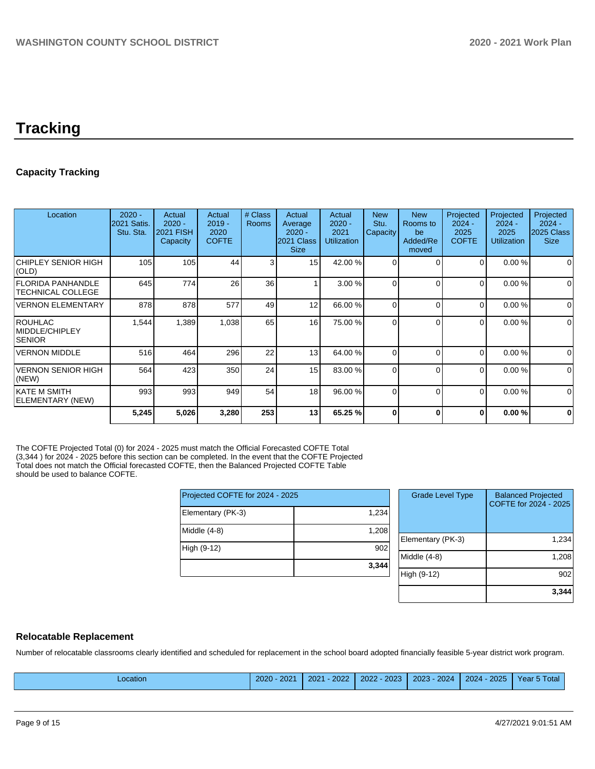# Tracking

## Capacity Tracking

| Location | 2020 - 2021 Satis. Stu. Sta. | Actual 2020 - 2021 FISH Capacity | Actual 2019 - 2020 COFTE | # Class Rooms | Actual Average 2020 - 2021 Class Size | Actual 2020 - 2021 Utilization | New Stu. Capacity | New Rooms to be Added/Removed | Projected 2024 - 2025 COFTE | Projected 2024 - 2025 Utilization | Projected 2024 - 2025 Class Size |
|---|---|---|---|---|---|---|---|---|---|---|---|
| CHIPLEY SENIOR HIGH (OLD) | 105 | 105 | 44 | 3 | 15 | 42.00 % | 0 | 0 | 0 | 0.00 % | 0 |
| FLORIDA PANHANDLE TECHNICAL COLLEGE | 645 | 774 | 26 | 36 | 1 | 3.00 % | 0 | 0 | 0 | 0.00 % | 0 |
| VERNON ELEMENTARY | 878 | 878 | 577 | 49 | 12 | 66.00 % | 0 | 0 | 0 | 0.00 % | 0 |
| ROUHLAC MIDDLE/CHIPLEY SENIOR | 1,544 | 1,389 | 1,038 | 65 | 16 | 75.00 % | 0 | 0 | 0 | 0.00 % | 0 |
| VERNON MIDDLE | 516 | 464 | 296 | 22 | 13 | 64.00 % | 0 | 0 | 0 | 0.00 % | 0 |
| VERNON SENIOR HIGH (NEW) | 564 | 423 | 350 | 24 | 15 | 83.00 % | 0 | 0 | 0 | 0.00 % | 0 |
| KATE M SMITH ELEMENTARY (NEW) | 993 | 993 | 949 | 54 | 18 | 96.00 % | 0 | 0 | 0 | 0.00 % | 0 |
| | **5,245** | **5,026** | **3,280** | **253** | **13** | **65.25 %** | **0** | **0** | **0** | **0.00 %** | **0** |

The COFTE Projected Total (0) for 2024 - 2025 must match the Official Forecasted COFTE Total (3,344 ) for 2024 - 2025 before this section can be completed. In the event that the COFTE Projected Total does not match the Official forecasted COFTE, then the Balanced Projected COFTE Table should be used to balance COFTE.

| Projected COFTE for 2024 - 2025 | |
|---|---|
| Elementary (PK-3) | 1,234 |
| Middle (4-8) | 1,208 |
| High (9-12) | 902 |
| | **3,344** |

| Grade Level Type | Balanced Projected COFTE for 2024 - 2025 |
|---|---|
| Elementary (PK-3) | 1,234 |
| Middle (4-8) | 1,208 |
| High (9-12) | 902 |
| | **3,344** |

## Relocatable Replacement

Number of relocatable classrooms clearly identified and scheduled for replacement in the school board adopted financially feasible 5-year district work program.

| Location | 2020 - 2021 | 2021 - 2022 | 2022 - 2023 | 2023 - 2024 | 2024 - 2025 | Year 5 Total |
|---|---|---|---|---|---|---|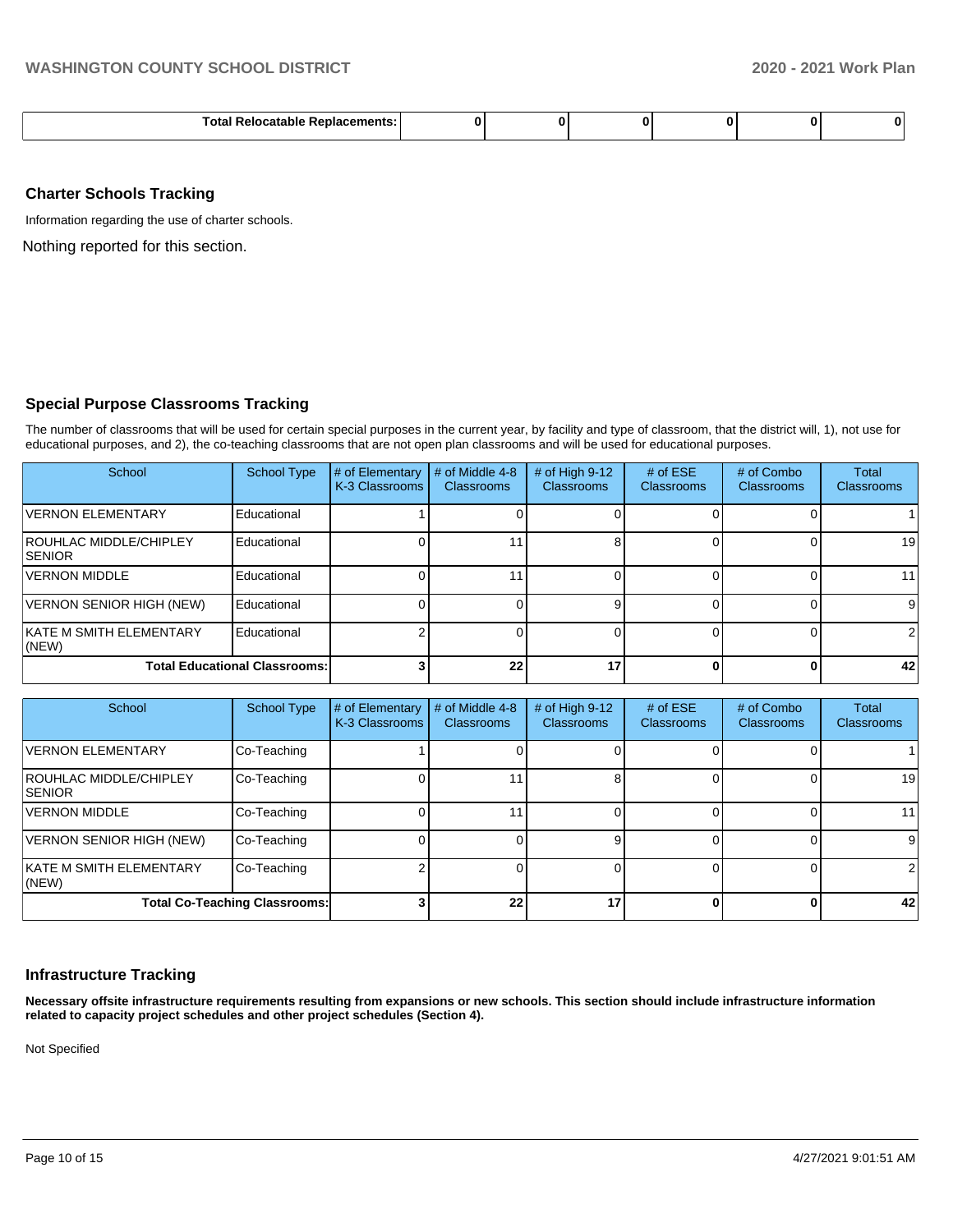| Total Relocatable Replacements: | 0 | 0 | 0 | 0 | 0 | 0 |
|---|---|---|---|---|---|---|

## Charter Schools Tracking

Information regarding the use of charter schools.

Nothing reported for this section.

## Special Purpose Classrooms Tracking

The number of classrooms that will be used for certain special purposes in the current year, by facility and type of classroom, that the district will, 1), not use for educational purposes, and 2), the co-teaching classrooms that are not open plan classrooms and will be used for educational purposes.

| School | School Type | # of Elementary K-3 Classrooms | # of Middle 4-8 Classrooms | # of High 9-12 Classrooms | # of ESE Classrooms | # of Combo Classrooms | Total Classrooms |
|---|---|---|---|---|---|---|---|
| VERNON ELEMENTARY | Educational | 1 | 0 | 0 | 0 | 0 | 1 |
| ROUHLAC MIDDLE/CHIPLEY SENIOR | Educational | 0 | 11 | 8 | 0 | 0 | 19 |
| VERNON MIDDLE | Educational | 0 | 11 | 0 | 0 | 0 | 11 |
| VERNON SENIOR HIGH (NEW) | Educational | 0 | 0 | 9 | 0 | 0 | 9 |
| KATE M SMITH ELEMENTARY (NEW) | Educational | 2 | 0 | 0 | 0 | 0 | 2 |
| **Total Educational Classrooms:** | | **3** | **22** | **17** | **0** | **0** | **42** |

| School | School Type | # of Elementary K-3 Classrooms | # of Middle 4-8 Classrooms | # of High 9-12 Classrooms | # of ESE Classrooms | # of Combo Classrooms | Total Classrooms |
|---|---|---|---|---|---|---|---|
| VERNON ELEMENTARY | Co-Teaching | 1 | 0 | 0 | 0 | 0 | 1 |
| ROUHLAC MIDDLE/CHIPLEY SENIOR | Co-Teaching | 0 | 11 | 8 | 0 | 0 | 19 |
| VERNON MIDDLE | Co-Teaching | 0 | 11 | 0 | 0 | 0 | 11 |
| VERNON SENIOR HIGH (NEW) | Co-Teaching | 0 | 0 | 9 | 0 | 0 | 9 |
| KATE M SMITH ELEMENTARY (NEW) | Co-Teaching | 2 | 0 | 0 | 0 | 0 | 2 |
| **Total Co-Teaching Classrooms:** | | **3** | **22** | **17** | **0** | **0** | **42** |

## Infrastructure Tracking

**Necessary offsite infrastructure requirements resulting from expansions or new schools. This section should include infrastructure information related to capacity project schedules and other project schedules (Section 4).**

Not Specified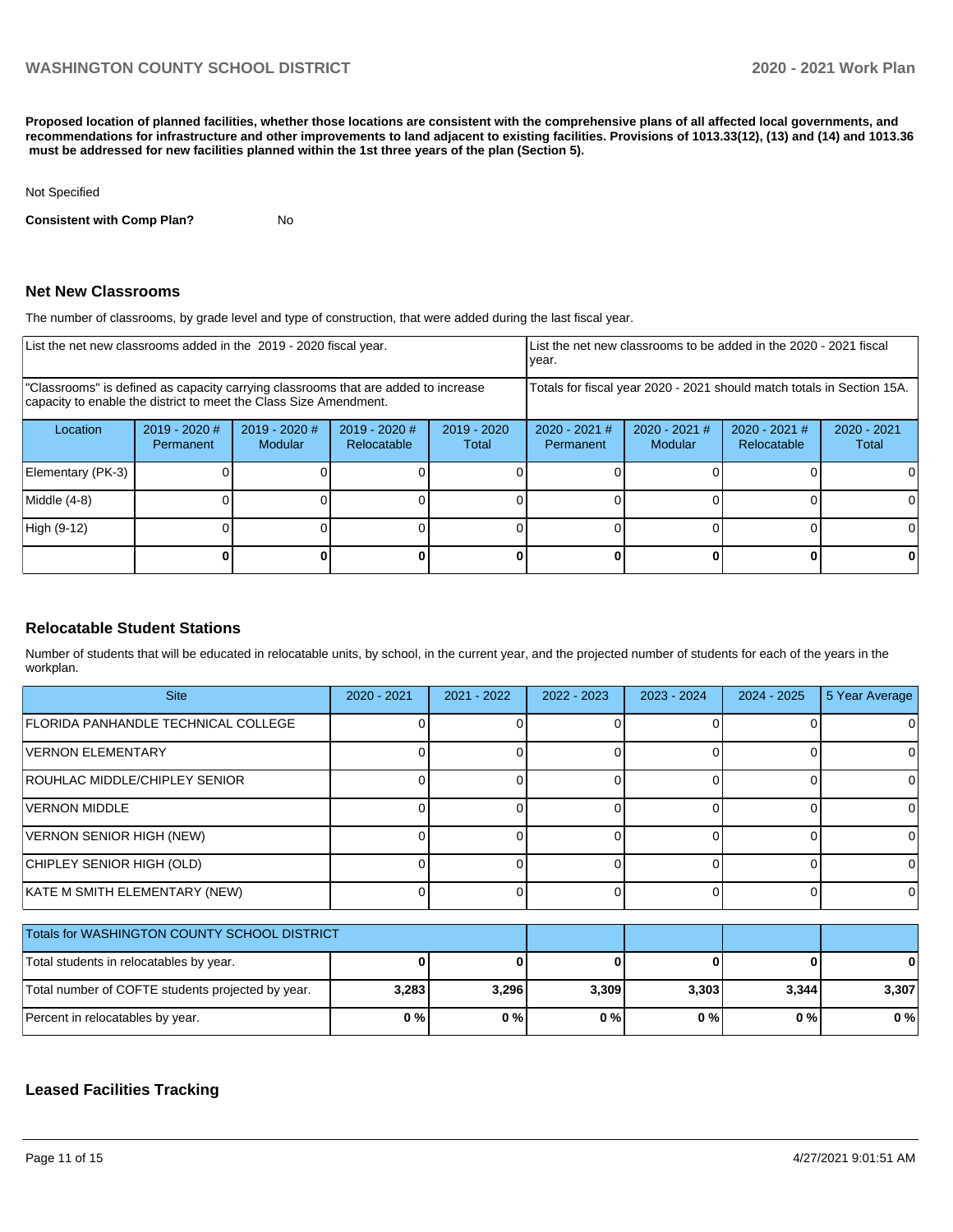**Proposed location of planned facilities, whether those locations are consistent with the comprehensive plans of all affected local governments, and recommendations for infrastructure and other improvements to land adjacent to existing facilities. Provisions of 1013.33(12), (13) and (14) and 1013.36 must be addressed for new facilities planned within the 1st three years of the plan (Section 5).**

Not Specified

**Consistent with Comp Plan?** No

## Net New Classrooms

The number of classrooms, by grade level and type of construction, that were added during the last fiscal year.

| List the net new classrooms added in the 2019 - 2020 fiscal year. | | | | | List the net new classrooms to be added in the 2020 - 2021 fiscal year. | | | |
|---|---|---|---|---|---|---|---|---|
| "Classrooms" is defined as capacity carrying classrooms that are added to increase capacity to enable the district to meet the Class Size Amendment. | | | | | Totals for fiscal year 2020 - 2021 should match totals in Section 15A. | | | |
| Location | 2019 - 2020 # Permanent | 2019 - 2020 # Modular | 2019 - 2020 # Relocatable | 2019 - 2020 Total | 2020 - 2021 # Permanent | 2020 - 2021 # Modular | 2020 - 2021 # Relocatable | 2020 - 2021 Total |
| Elementary (PK-3) | 0 | 0 | 0 | 0 | 0 | 0 | 0 | 0 |
| Middle (4-8) | 0 | 0 | 0 | 0 | 0 | 0 | 0 | 0 |
| High (9-12) | 0 | 0 | 0 | 0 | 0 | 0 | 0 | 0 |
| | **0** | **0** | **0** | **0** | **0** | **0** | **0** | **0** |

## Relocatable Student Stations

Number of students that will be educated in relocatable units, by school, in the current year, and the projected number of students for each of the years in the workplan.

| Site | 2020 - 2021 | 2021 - 2022 | 2022 - 2023 | 2023 - 2024 | 2024 - 2025 | 5 Year Average |
|---|---|---|---|---|---|---|
| FLORIDA PANHANDLE TECHNICAL COLLEGE | 0 | 0 | 0 | 0 | 0 | 0 |
| VERNON ELEMENTARY | 0 | 0 | 0 | 0 | 0 | 0 |
| ROUHLAC MIDDLE/CHIPLEY SENIOR | 0 | 0 | 0 | 0 | 0 | 0 |
| VERNON MIDDLE | 0 | 0 | 0 | 0 | 0 | 0 |
| VERNON SENIOR HIGH (NEW) | 0 | 0 | 0 | 0 | 0 | 0 |
| CHIPLEY SENIOR HIGH (OLD) | 0 | 0 | 0 | 0 | 0 | 0 |
| KATE M SMITH ELEMENTARY (NEW) | 0 | 0 | 0 | 0 | 0 | 0 |

| Totals for WASHINGTON COUNTY SCHOOL DISTRICT | | | | | | |
|---|---|---|---|---|---|---|
| Total students in relocatables by year. | **0** | **0** | **0** | **0** | **0** | **0** |
| Total number of COFTE students projected by year. | **3,283** | **3,296** | **3,309** | **3,303** | **3,344** | **3,307** |
| Percent in relocatables by year. | **0 %** | **0 %** | **0 %** | **0 %** | **0 %** | **0 %** |

## Leased Facilities Tracking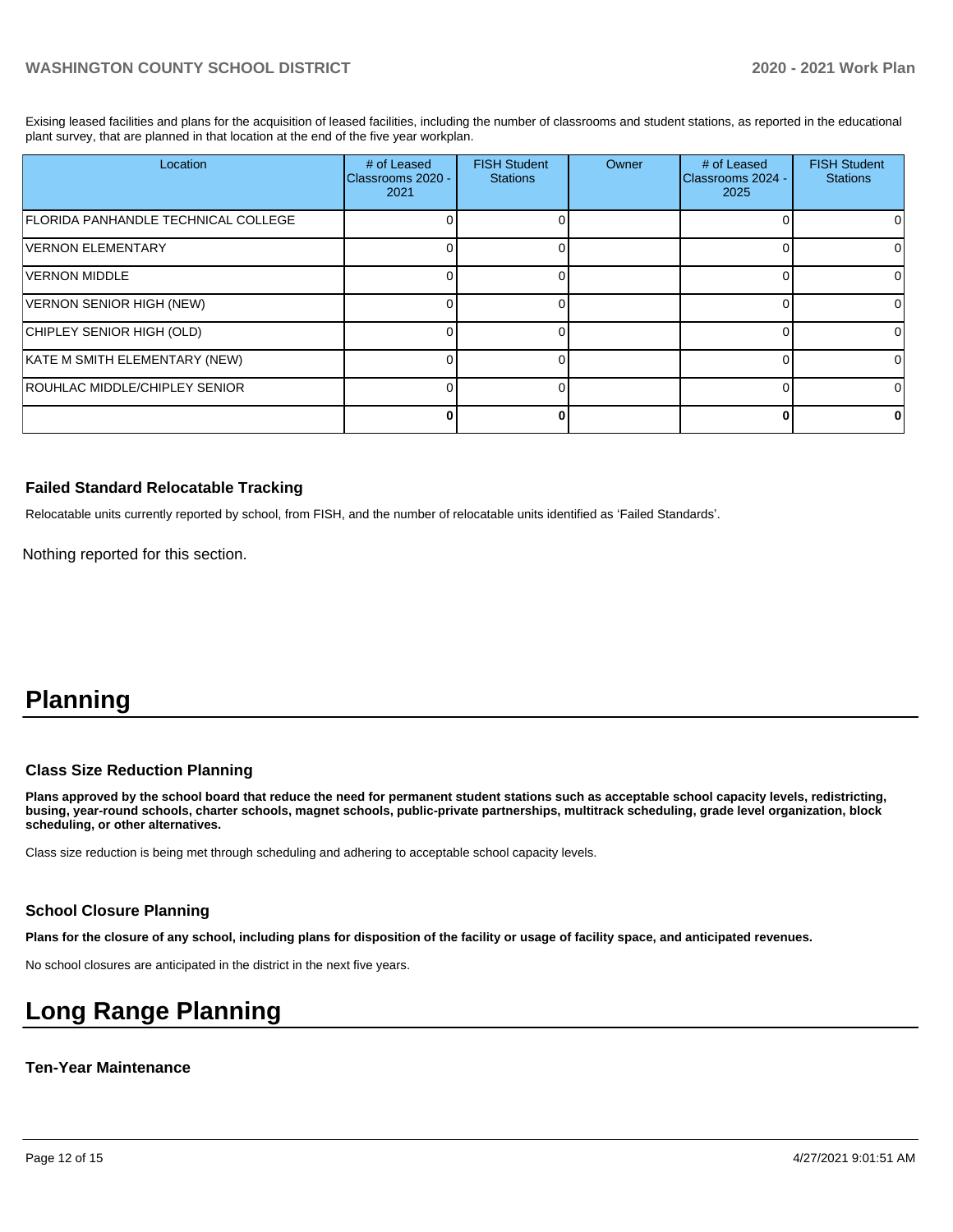Exising leased facilities and plans for the acquisition of leased facilities, including the number of classrooms and student stations, as reported in the educational plant survey, that are planned in that location at the end of the five year workplan.

| Location | # of Leased Classrooms 2020 - 2021 | FISH Student Stations | Owner | # of Leased Classrooms 2024 - 2025 | FISH Student Stations |
|---|---|---|---|---|---|
| FLORIDA PANHANDLE TECHNICAL COLLEGE | 0 | 0 | | 0 | 0 |
| VERNON ELEMENTARY | 0 | 0 | | 0 | 0 |
| VERNON MIDDLE | 0 | 0 | | 0 | 0 |
| VERNON SENIOR HIGH (NEW) | 0 | 0 | | 0 | 0 |
| CHIPLEY SENIOR HIGH (OLD) | 0 | 0 | | 0 | 0 |
| KATE M SMITH ELEMENTARY (NEW) | 0 | 0 | | 0 | 0 |
| ROUHLAC MIDDLE/CHIPLEY SENIOR | 0 | 0 | | 0 | 0 |
| | **0** | **0** | | **0** | **0** |

### Failed Standard Relocatable Tracking

Relocatable units currently reported by school, from FISH, and the number of relocatable units identified as 'Failed Standards'.

Nothing reported for this section.

# Planning

### Class Size Reduction Planning

**Plans approved by the school board that reduce the need for permanent student stations such as acceptable school capacity levels, redistricting, busing, year-round schools, charter schools, magnet schools, public-private partnerships, multitrack scheduling, grade level organization, block scheduling, or other alternatives.**

Class size reduction is being met through scheduling and adhering to acceptable school capacity levels.

### School Closure Planning

**Plans for the closure of any school, including plans for disposition of the facility or usage of facility space, and anticipated revenues.**

No school closures are anticipated in the district in the next five years.

# Long Range Planning

### Ten-Year Maintenance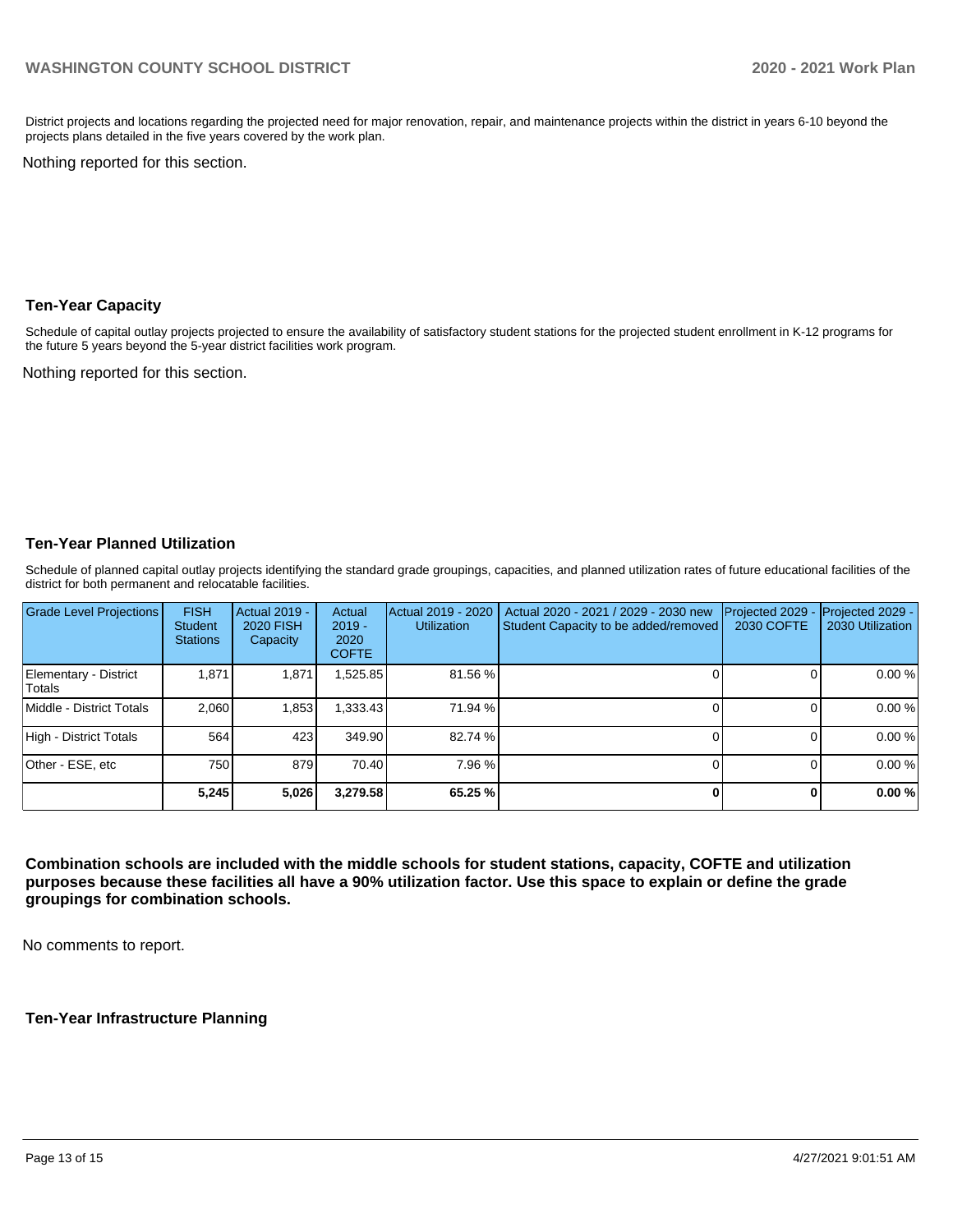District projects and locations regarding the projected need for major renovation, repair, and maintenance projects within the district in years 6-10 beyond the projects plans detailed in the five years covered by the work plan.

Nothing reported for this section.

## Ten-Year Capacity

Schedule of capital outlay projects projected to ensure the availability of satisfactory student stations for the projected student enrollment in K-12 programs for the future 5 years beyond the 5-year district facilities work program.

Nothing reported for this section.

## Ten-Year Planned Utilization

Schedule of planned capital outlay projects identifying the standard grade groupings, capacities, and planned utilization rates of future educational facilities of the district for both permanent and relocatable facilities.

| Grade Level Projections | FISH Student Stations | Actual 2019 - 2020 FISH Capacity | Actual 2019 - 2020 COFTE | Actual 2019 - 2020 Utilization | Actual 2020 - 2021 / 2029 - 2030 new Student Capacity to be added/removed | Projected 2029 - 2030 COFTE | Projected 2029 - 2030 Utilization |
|---|---|---|---|---|---|---|---|
| Elementary - District Totals | 1,871 | 1,871 | 1,525.85 | 81.56 % | 0 | 0 | 0.00 % |
| Middle - District Totals | 2,060 | 1,853 | 1,333.43 | 71.94 % | 0 | 0 | 0.00 % |
| High - District Totals | 564 | 423 | 349.90 | 82.74 % | 0 | 0 | 0.00 % |
| Other - ESE, etc | 750 | 879 | 70.40 | 7.96 % | 0 | 0 | 0.00 % |
| | **5,245** | **5,026** | **3,279.58** | **65.25 %** | **0** | **0** | **0.00 %** |

**Combination schools are included with the middle schools for student stations, capacity, COFTE and utilization purposes because these facilities all have a 90% utilization factor. Use this space to explain or define the grade groupings for combination schools.**

No comments to report.

## Ten-Year Infrastructure Planning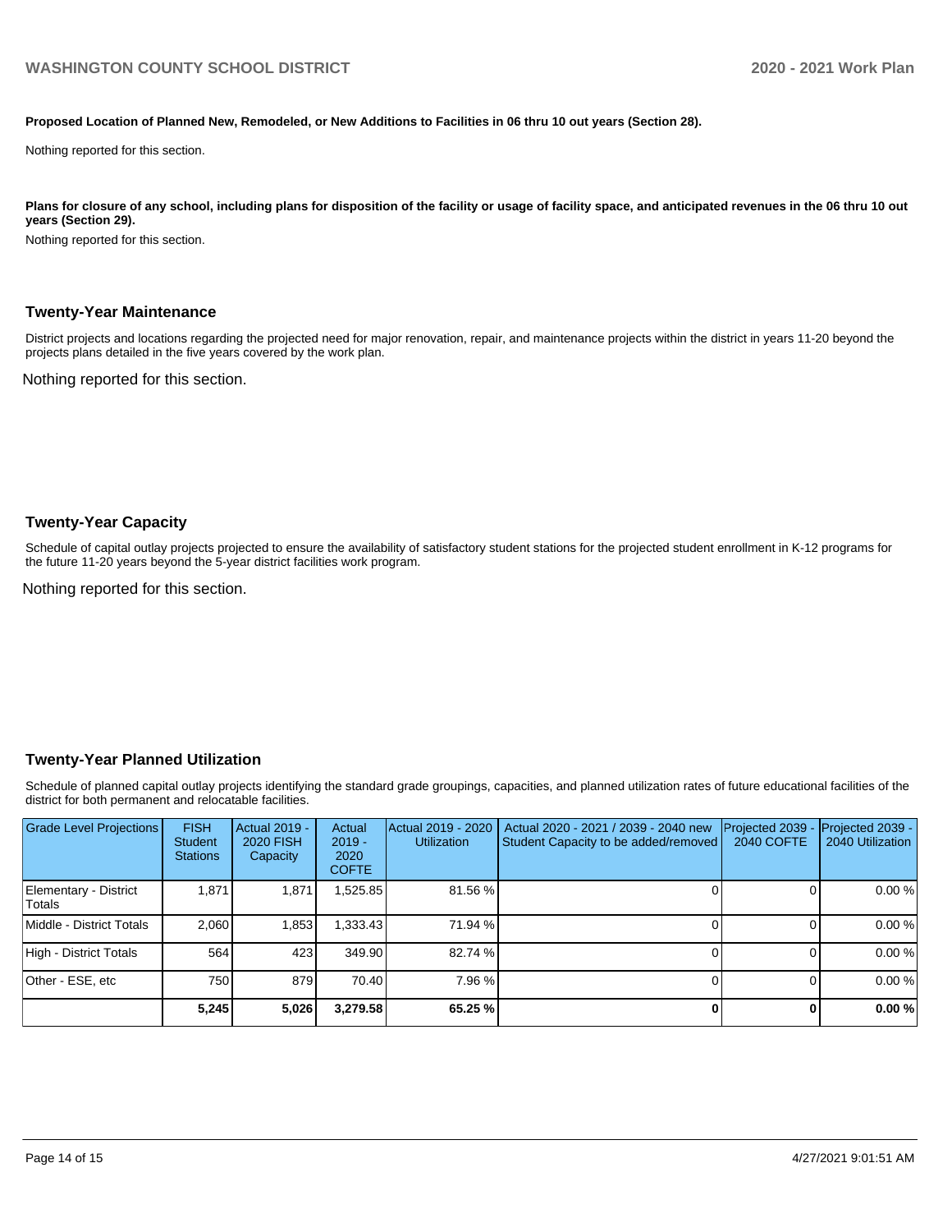**Proposed Location of Planned New, Remodeled, or New Additions to Facilities in 06 thru 10 out years (Section 28).**

Nothing reported for this section.

**Plans for closure of any school, including plans for disposition of the facility or usage of facility space, and anticipated revenues in the 06 thru 10 out years (Section 29).**

Nothing reported for this section.

## Twenty-Year Maintenance

District projects and locations regarding the projected need for major renovation, repair, and maintenance projects within the district in years 11-20 beyond the projects plans detailed in the five years covered by the work plan.

Nothing reported for this section.

## Twenty-Year Capacity

Schedule of capital outlay projects projected to ensure the availability of satisfactory student stations for the projected student enrollment in K-12 programs for the future 11-20 years beyond the 5-year district facilities work program.

Nothing reported for this section.

## Twenty-Year Planned Utilization

Schedule of planned capital outlay projects identifying the standard grade groupings, capacities, and planned utilization rates of future educational facilities of the district for both permanent and relocatable facilities.

| Grade Level Projections | FISH Student Stations | Actual 2019 - 2020 FISH Capacity | Actual 2019 - 2020 COFTE | Actual 2019 - 2020 Utilization | Actual 2020 - 2021 / 2039 - 2040 new Student Capacity to be added/removed | Projected 2039 - 2040 COFTE | Projected 2039 - 2040 Utilization |
|---|---|---|---|---|---|---|---|
| Elementary - District Totals | 1,871 | 1,871 | 1,525.85 | 81.56 % | 0 | 0 | 0.00 % |
| Middle - District Totals | 2,060 | 1,853 | 1,333.43 | 71.94 % | 0 | 0 | 0.00 % |
| High - District Totals | 564 | 423 | 349.90 | 82.74 % | 0 | 0 | 0.00 % |
| Other - ESE, etc | 750 | 879 | 70.40 | 7.96 % | 0 | 0 | 0.00 % |
| | **5,245** | **5,026** | **3,279.58** | **65.25 %** | **0** | **0** | **0.00 %** |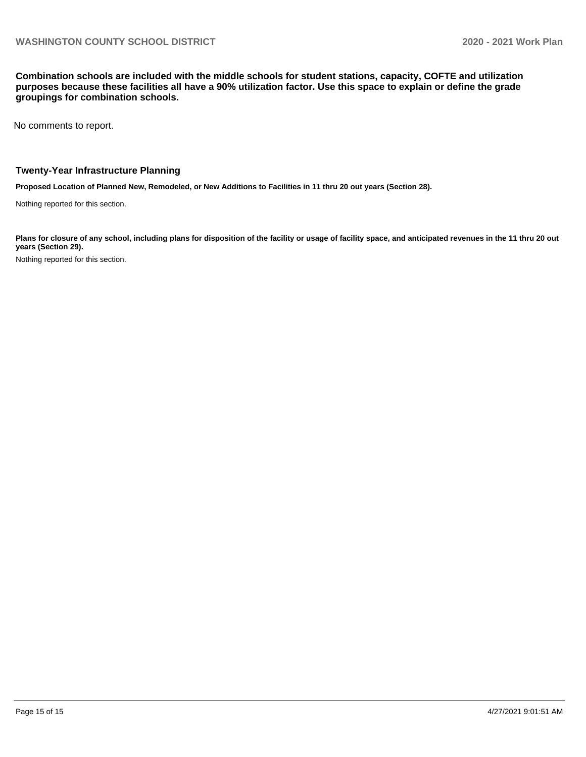**Combination schools are included with the middle schools for student stations, capacity, COFTE and utilization purposes because these facilities all have a 90% utilization factor. Use this space to explain or define the grade groupings for combination schools.**

No comments to report.

## Twenty-Year Infrastructure Planning

**Proposed Location of Planned New, Remodeled, or New Additions to Facilities in 11 thru 20 out years (Section 28).**

Nothing reported for this section.

**Plans for closure of any school, including plans for disposition of the facility or usage of facility space, and anticipated revenues in the 11 thru 20 out years (Section 29).**

Nothing reported for this section.